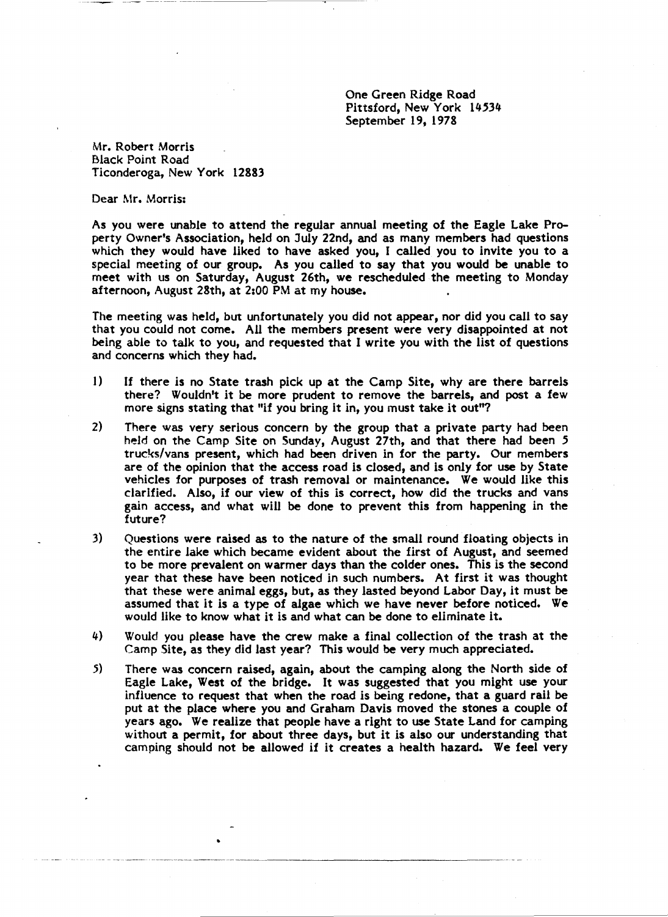One Green Ridge Road
Pittsford, New York 14534
September 19, 1978

Mr. Robert Morris
Black Point Road
Ticonderoga, New York 12883

Dear Mr. Morris:

As you were unable to attend the regular annual meeting of the Eagle Lake Property Owner's Association, held on July 22nd, and as many members had questions which they would have liked to have asked you, I called you to invite you to a special meeting of our group. As you called to say that you would be unable to meet with us on Saturday, August 26th, we rescheduled the meeting to Monday afternoon, August 28th, at 2:00 PM at my house.

The meeting was held, but unfortunately you did not appear, nor did you call to say that you could not come. All the members present were very disappointed at not being able to talk to you, and requested that I write you with the list of questions and concerns which they had.

1) If there is no State trash pick up at the Camp Site, why are there barrels there? Wouldn't it be more prudent to remove the barrels, and post a few more signs stating that "if you bring it in, you must take it out"?

2) There was very serious concern by the group that a private party had been held on the Camp Site on Sunday, August 27th, and that there had been 5 trucks/vans present, which had been driven in for the party. Our members are of the opinion that the access road is closed, and is only for use by State vehicles for purposes of trash removal or maintenance. We would like this clarified. Also, if our view of this is correct, how did the trucks and vans gain access, and what will be done to prevent this from happening in the future?

3) Questions were raised as to the nature of the small round floating objects in the entire lake which became evident about the first of August, and seemed to be more prevalent on warmer days than the colder ones. This is the second year that these have been noticed in such numbers. At first it was thought that these were animal eggs, but, as they lasted beyond Labor Day, it must be assumed that it is a type of algae which we have never before noticed. We would like to know what it is and what can be done to eliminate it.

4) Would you please have the crew make a final collection of the trash at the Camp Site, as they did last year? This would be very much appreciated.

5) There was concern raised, again, about the camping along the North side of Eagle Lake, West of the bridge. It was suggested that you might use your influence to request that when the road is being redone, that a guard rail be put at the place where you and Graham Davis moved the stones a couple of years ago. We realize that people have a right to use State Land for camping without a permit, for about three days, but it is also our understanding that camping should not be allowed if it creates a health hazard. We feel very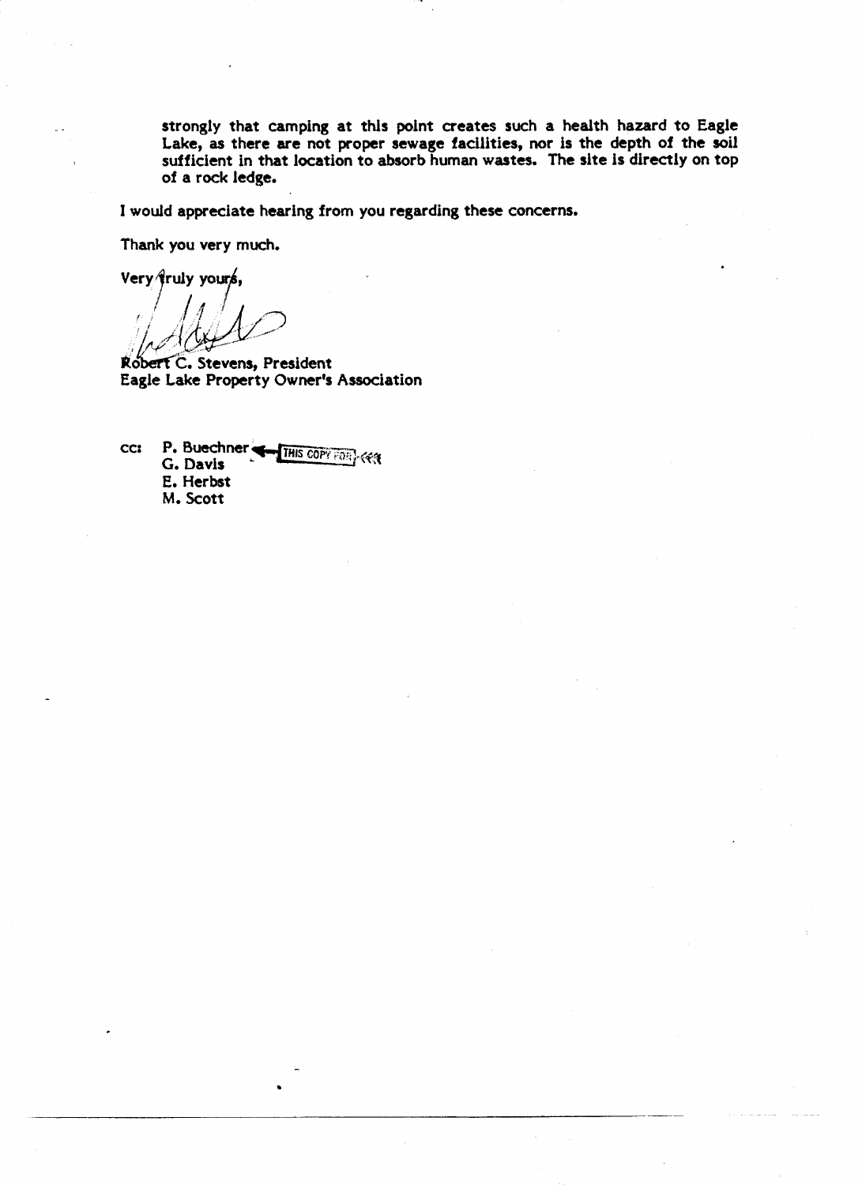strongly that camping at this point creates such a health hazard to Eagle Lake, as there are not proper sewage facilities, nor is the depth of the soil sufficient in that location to absorb human wastes. The site is directly on top of a rock ledge.

I would appreciate hearing from you regarding these concerns.

Thank you very much.

Very truly yours,

Robert C. Stevens, President
Eagle Lake Property Owner's Association

cc: P. Buechner ← THIS COPY FOR
G. Davis
E. Herbst
M. Scott